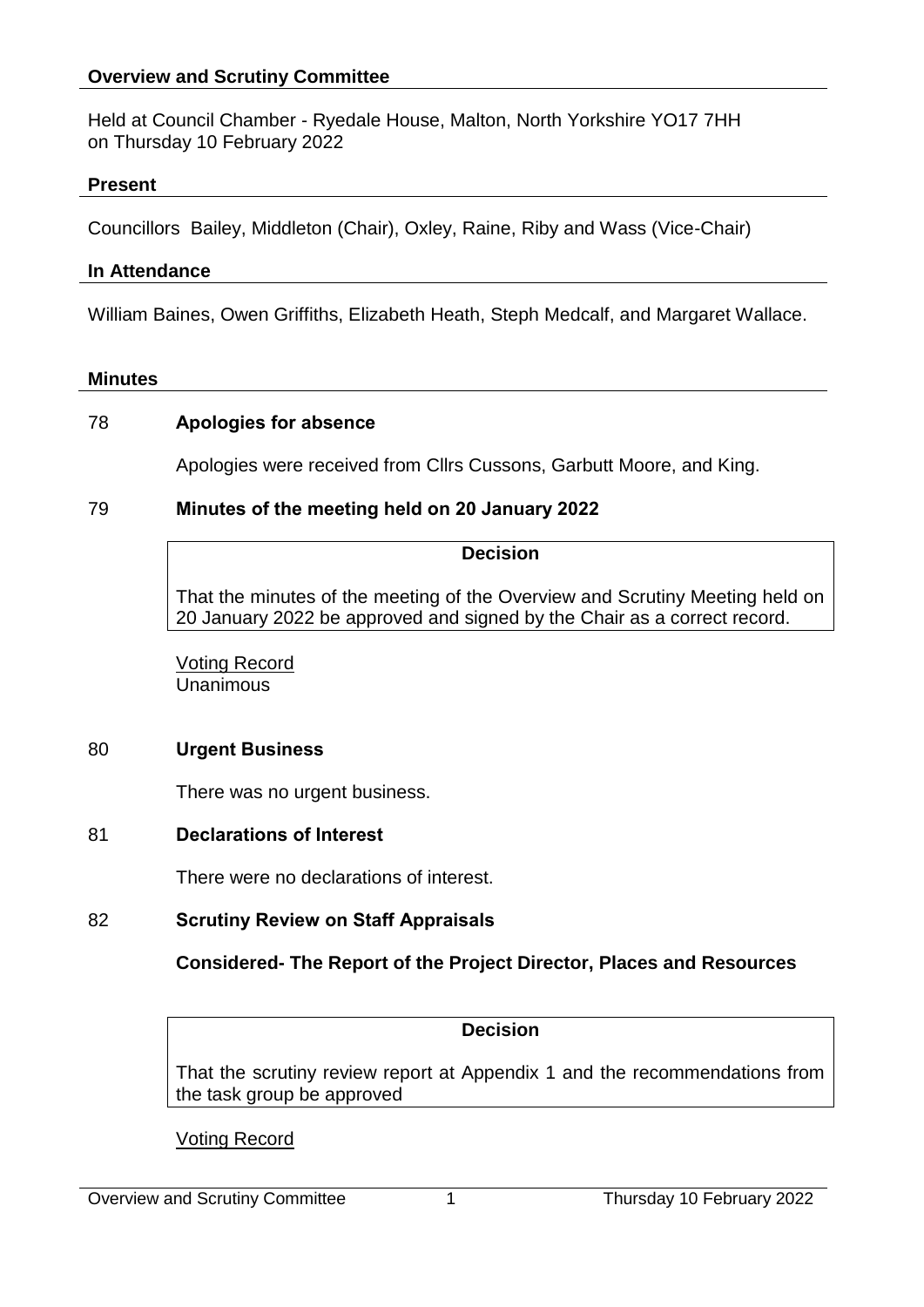## Overview and Scrutiny Committee

Held at Council Chamber - Ryedale House, Malton, North Yorkshire YO17 7HH
on Thursday 10 February 2022

## Present

Councillors Bailey, Middleton (Chair), Oxley, Raine, Riby and Wass (Vice-Chair)

## In Attendance

William Baines, Owen Griffiths, Elizabeth Heath, Steph Medcalf, and Margaret Wallace.

## Minutes

### 78 Apologies for absence

Apologies were received from Cllrs Cussons, Garbutt Moore, and King.

### 79 Minutes of the meeting held on 20 January 2022

**Decision**

That the minutes of the meeting of the Overview and Scrutiny Meeting held on 20 January 2022 be approved and signed by the Chair as a correct record.

Voting Record
Unanimous

### 80 Urgent Business

There was no urgent business.

### 81 Declarations of Interest

There were no declarations of interest.

### 82 Scrutiny Review on Staff Appraisals

**Considered- The Report of the Project Director, Places and Resources**

**Decision**

That the scrutiny review report at Appendix 1 and the recommendations from the task group be approved

Voting Record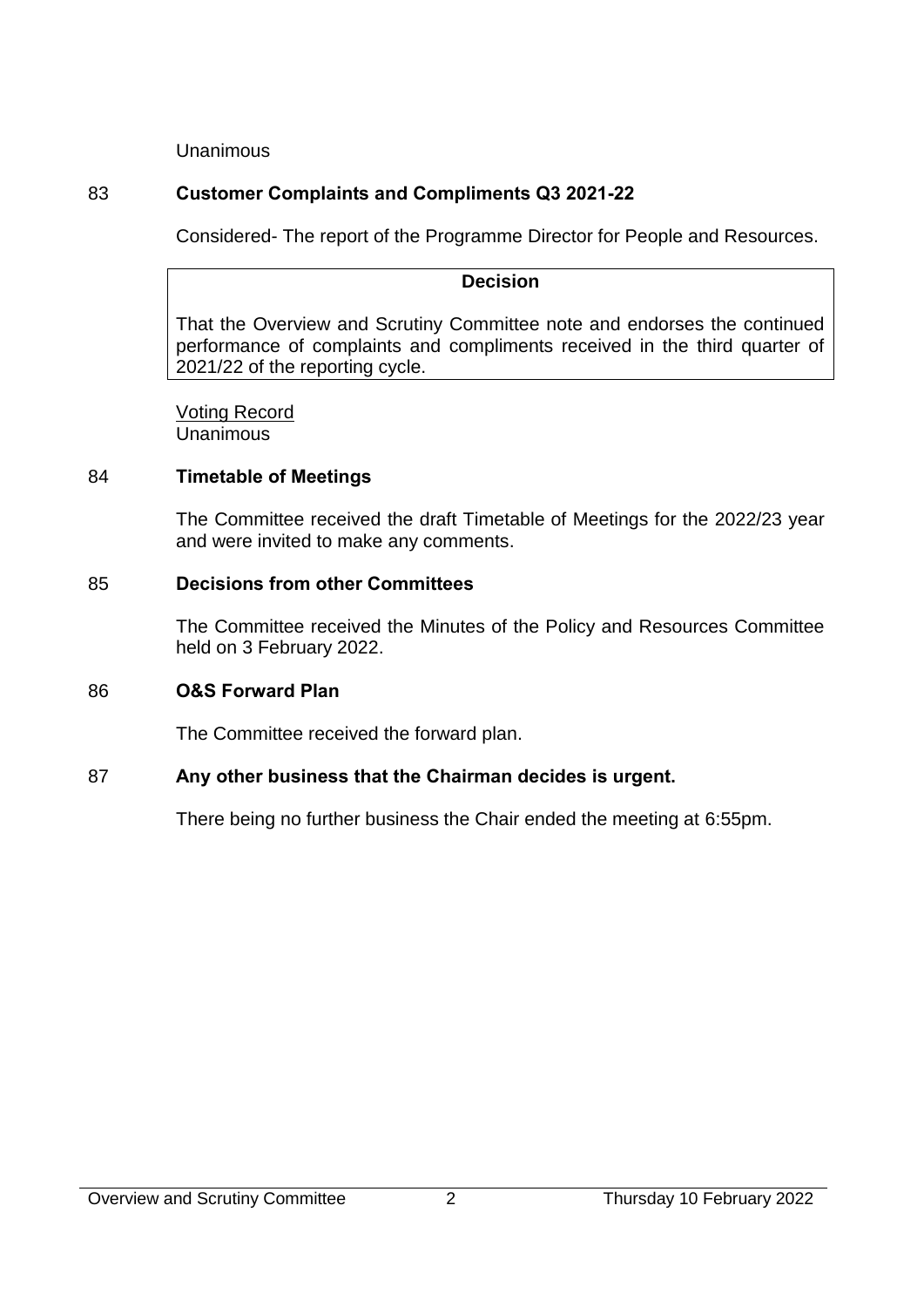Unanimous

## 83 Customer Complaints and Compliments Q3 2021-22

Considered- The report of the Programme Director for People and Resources.

**Decision**

That the Overview and Scrutiny Committee note and endorses the continued performance of complaints and compliments received in the third quarter of 2021/22 of the reporting cycle.

Voting Record
Unanimous

## 84 Timetable of Meetings

The Committee received the draft Timetable of Meetings for the 2022/23 year and were invited to make any comments.

## 85 Decisions from other Committees

The Committee received the Minutes of the Policy and Resources Committee held on 3 February 2022.

## 86 O&S Forward Plan

The Committee received the forward plan.

## 87 Any other business that the Chairman decides is urgent.

There being no further business the Chair ended the meeting at 6:55pm.